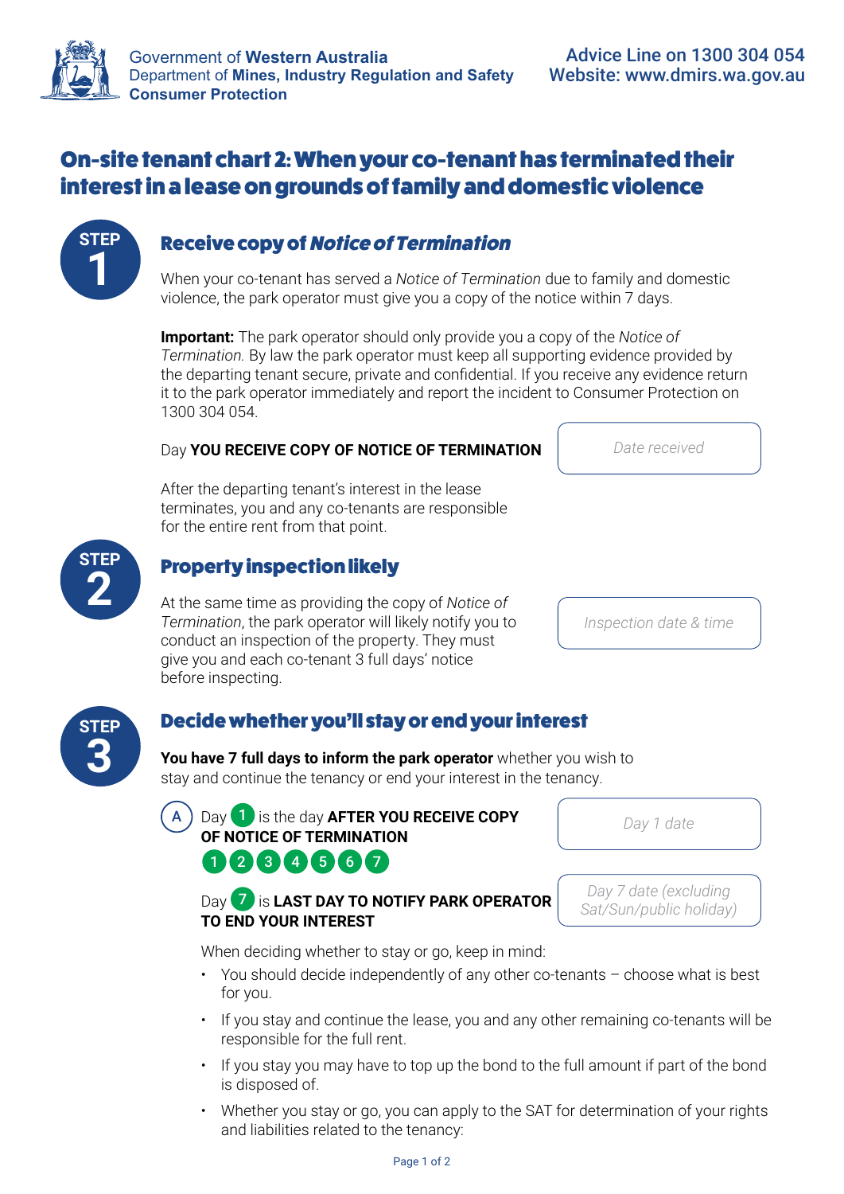Government of **Western Australia**
Department of **Mines, Industry Regulation and Safety**
**Consumer Protection**

**Advice Line on 1300 304 054**
**Website: www.dmirs.wa.gov.au**

# On-site tenant chart 2: When your co-tenant has terminated their interest in a lease on grounds of family and domestic violence

## STEP 1 Receive copy of *Notice of Termination*

When your co-tenant has served a *Notice of Termination* due to family and domestic violence, the park operator must give you a copy of the notice within 7 days.

**Important:** The park operator should only provide you a copy of the *Notice of Termination.* By law the park operator must keep all supporting evidence provided by the departing tenant secure, private and confidential. If you receive any evidence return it to the park operator immediately and report the incident to Consumer Protection on 1300 304 054.

Day **YOU RECEIVE COPY OF NOTICE OF TERMINATION** — *Date received*

After the departing tenant's interest in the lease terminates, you and any co-tenants are responsible for the entire rent from that point.

## STEP 2 Property inspection likely

At the same time as providing the copy of *Notice of Termination*, the park operator will likely notify you to conduct an inspection of the property. They must give you and each co-tenant 3 full days' notice before inspecting.

*Inspection date & time*

## STEP 3 Decide whether you'll stay or end your interest

**You have 7 full days to inform the park operator** whether you wish to stay and continue the tenancy or end your interest in the tenancy.

A) Day 1 is the day **AFTER YOU RECEIVE COPY OF NOTICE OF TERMINATION** — *Day 1 date*

1 2 3 4 5 6 7

Day 7 is **LAST DAY TO NOTIFY PARK OPERATOR TO END YOUR INTEREST** — *Day 7 date (excluding Sat/Sun/public holiday)*

When deciding whether to stay or go, keep in mind:

- You should decide independently of any other co-tenants – choose what is best for you.
- If you stay and continue the lease, you and any other remaining co-tenants will be responsible for the full rent.
- If you stay you may have to top up the bond to the full amount if part of the bond is disposed of.
- Whether you stay or go, you can apply to the SAT for determination of your rights and liabilities related to the tenancy: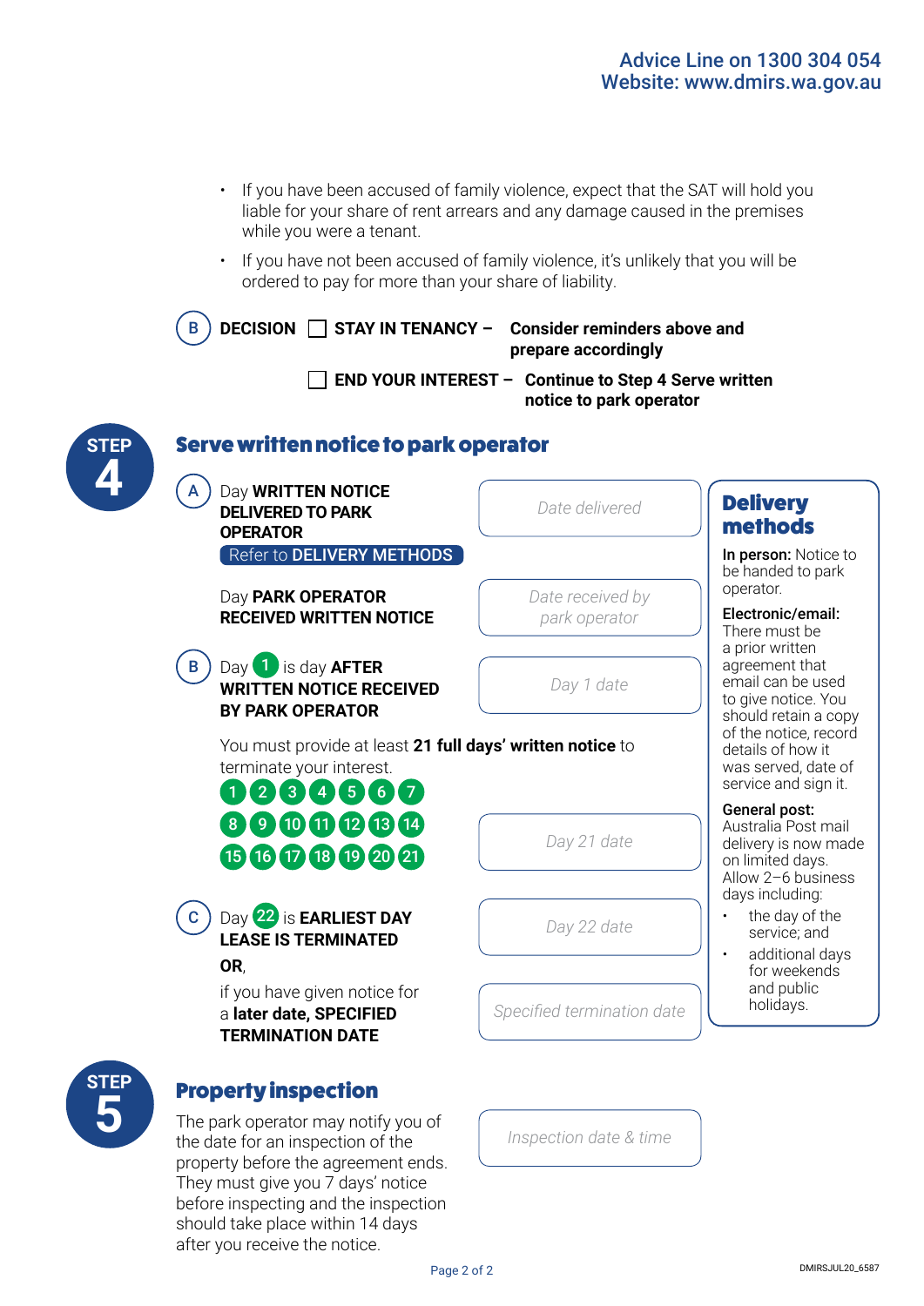- If you have been accused of family violence, expect that the SAT will hold you liable for your share of rent arrears and any damage caused in the premises while you were a tenant.
- If you have not been accused of family violence, it's unlikely that you will be ordered to pay for more than your share of liability.

**B DECISION**

☐ **STAY IN TENANCY – Consider reminders above and prepare accordingly**

☐ **END YOUR INTEREST – Continue to Step 4 Serve written notice to park operator**

## STEP 4 Serve written notice to park operator

**A** Day **WRITTEN NOTICE DELIVERED TO PARK OPERATOR**

Refer to **DELIVERY METHODS**

*Date delivered*

Day **PARK OPERATOR RECEIVED WRITTEN NOTICE**

*Date received by park operator*

**B** Day 1 is day **AFTER WRITTEN NOTICE RECEIVED BY PARK OPERATOR**

*Day 1 date*

You must provide at least **21 full days' written notice** to terminate your interest.

1 2 3 4 5 6 7
8 9 10 11 12 13 14
15 16 17 18 19 20 21

*Day 21 date*

**C** Day 22 is **EARLIEST DAY LEASE IS TERMINATED**

*Day 22 date*

**OR**,

if you have given notice for a **later date, SPECIFIED TERMINATION DATE**

*Specified termination date*

### Delivery methods

**In person:** Notice to be handed to park operator.

**Electronic/email:** There must be a prior written agreement that email can be used to give notice. You should retain a copy of the notice, record details of how it was served, date of service and sign it.

**General post:** Australia Post mail delivery is now made on limited days. Allow 2–6 business days including:

- the day of the service; and
- additional days for weekends and public holidays.

## STEP 5 Property inspection

The park operator may notify you of the date for an inspection of the property before the agreement ends. They must give you 7 days' notice before inspecting and the inspection should take place within 14 days after you receive the notice.

*Inspection date & time*

DMIRSJUL20_6587